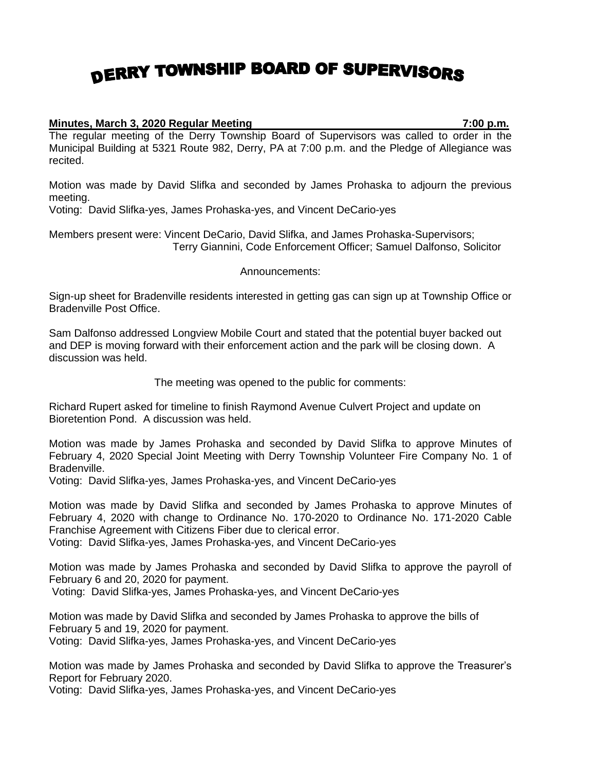# DERRY TOWNSHIP BOARD OF SUPERVISORS

**Minutes, March 3, 2020 Regular Meeting 7:00 p.m.**

The regular meeting of the Derry Township Board of Supervisors was called to order in the Municipal Building at 5321 Route 982, Derry, PA at 7:00 p.m. and the Pledge of Allegiance was recited.

Motion was made by David Slifka and seconded by James Prohaska to adjourn the previous meeting.
Voting: David Slifka-yes, James Prohaska-yes, and Vincent DeCario-yes

Members present were: Vincent DeCario, David Slifka, and James Prohaska-Supervisors;
Terry Giannini, Code Enforcement Officer; Samuel Dalfonso, Solicitor

Announcements:

Sign-up sheet for Bradenville residents interested in getting gas can sign up at Township Office or Bradenville Post Office.

Sam Dalfonso addressed Longview Mobile Court and stated that the potential buyer backed out and DEP is moving forward with their enforcement action and the park will be closing down. A discussion was held.

The meeting was opened to the public for comments:

Richard Rupert asked for timeline to finish Raymond Avenue Culvert Project and update on Bioretention Pond. A discussion was held.

Motion was made by James Prohaska and seconded by David Slifka to approve Minutes of February 4, 2020 Special Joint Meeting with Derry Township Volunteer Fire Company No. 1 of Bradenville.
Voting: David Slifka-yes, James Prohaska-yes, and Vincent DeCario-yes

Motion was made by David Slifka and seconded by James Prohaska to approve Minutes of February 4, 2020 with change to Ordinance No. 170-2020 to Ordinance No. 171-2020 Cable Franchise Agreement with Citizens Fiber due to clerical error.
Voting: David Slifka-yes, James Prohaska-yes, and Vincent DeCario-yes

Motion was made by James Prohaska and seconded by David Slifka to approve the payroll of February 6 and 20, 2020 for payment.
Voting: David Slifka-yes, James Prohaska-yes, and Vincent DeCario-yes

Motion was made by David Slifka and seconded by James Prohaska to approve the bills of February 5 and 19, 2020 for payment.
Voting: David Slifka-yes, James Prohaska-yes, and Vincent DeCario-yes

Motion was made by James Prohaska and seconded by David Slifka to approve the Treasurer's Report for February 2020.
Voting: David Slifka-yes, James Prohaska-yes, and Vincent DeCario-yes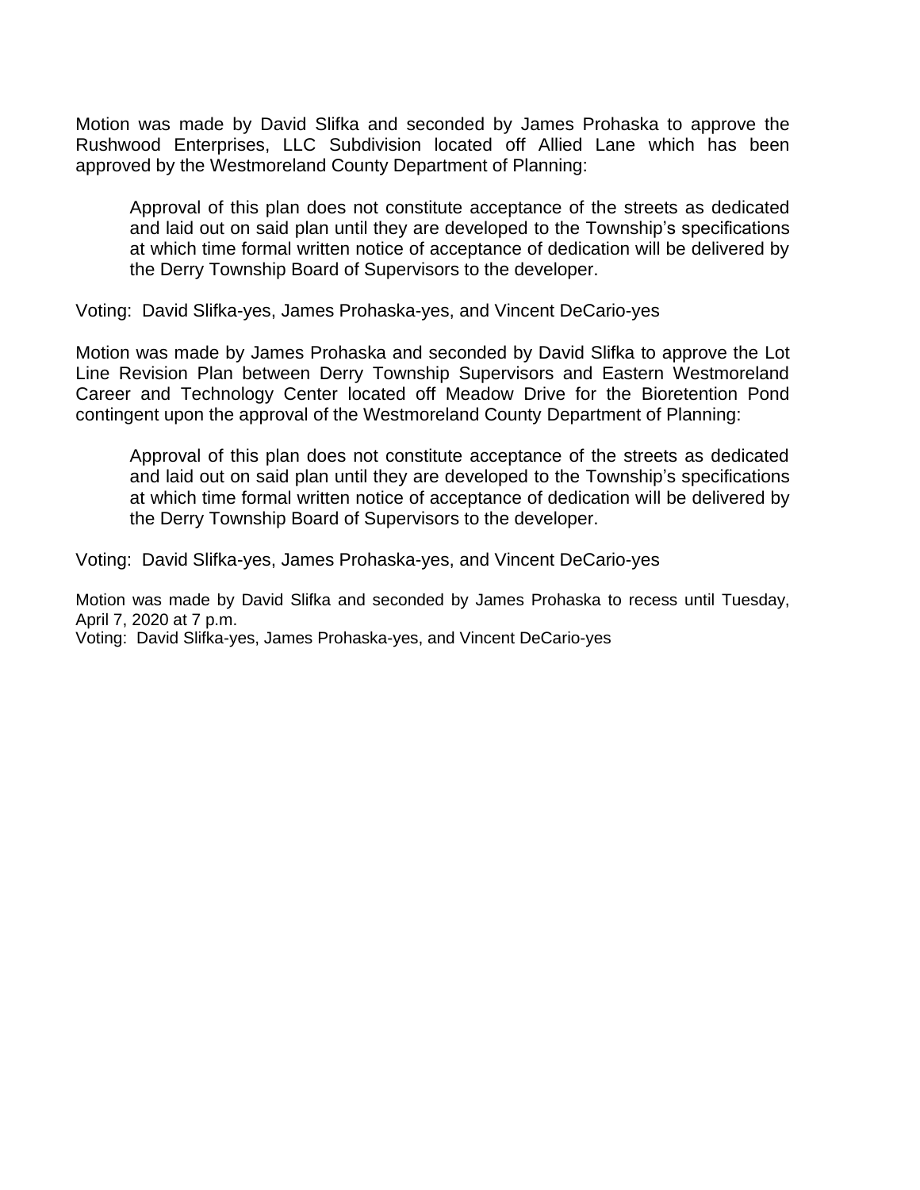Motion was made by David Slifka and seconded by James Prohaska to approve the Rushwood Enterprises, LLC Subdivision located off Allied Lane which has been approved by the Westmoreland County Department of Planning:

> Approval of this plan does not constitute acceptance of the streets as dedicated and laid out on said plan until they are developed to the Township's specifications at which time formal written notice of acceptance of dedication will be delivered by the Derry Township Board of Supervisors to the developer.

Voting: David Slifka-yes, James Prohaska-yes, and Vincent DeCario-yes

Motion was made by James Prohaska and seconded by David Slifka to approve the Lot Line Revision Plan between Derry Township Supervisors and Eastern Westmoreland Career and Technology Center located off Meadow Drive for the Bioretention Pond contingent upon the approval of the Westmoreland County Department of Planning:

> Approval of this plan does not constitute acceptance of the streets as dedicated and laid out on said plan until they are developed to the Township's specifications at which time formal written notice of acceptance of dedication will be delivered by the Derry Township Board of Supervisors to the developer.

Voting: David Slifka-yes, James Prohaska-yes, and Vincent DeCario-yes

Motion was made by David Slifka and seconded by James Prohaska to recess until Tuesday, April 7, 2020 at 7 p.m.
Voting: David Slifka-yes, James Prohaska-yes, and Vincent DeCario-yes